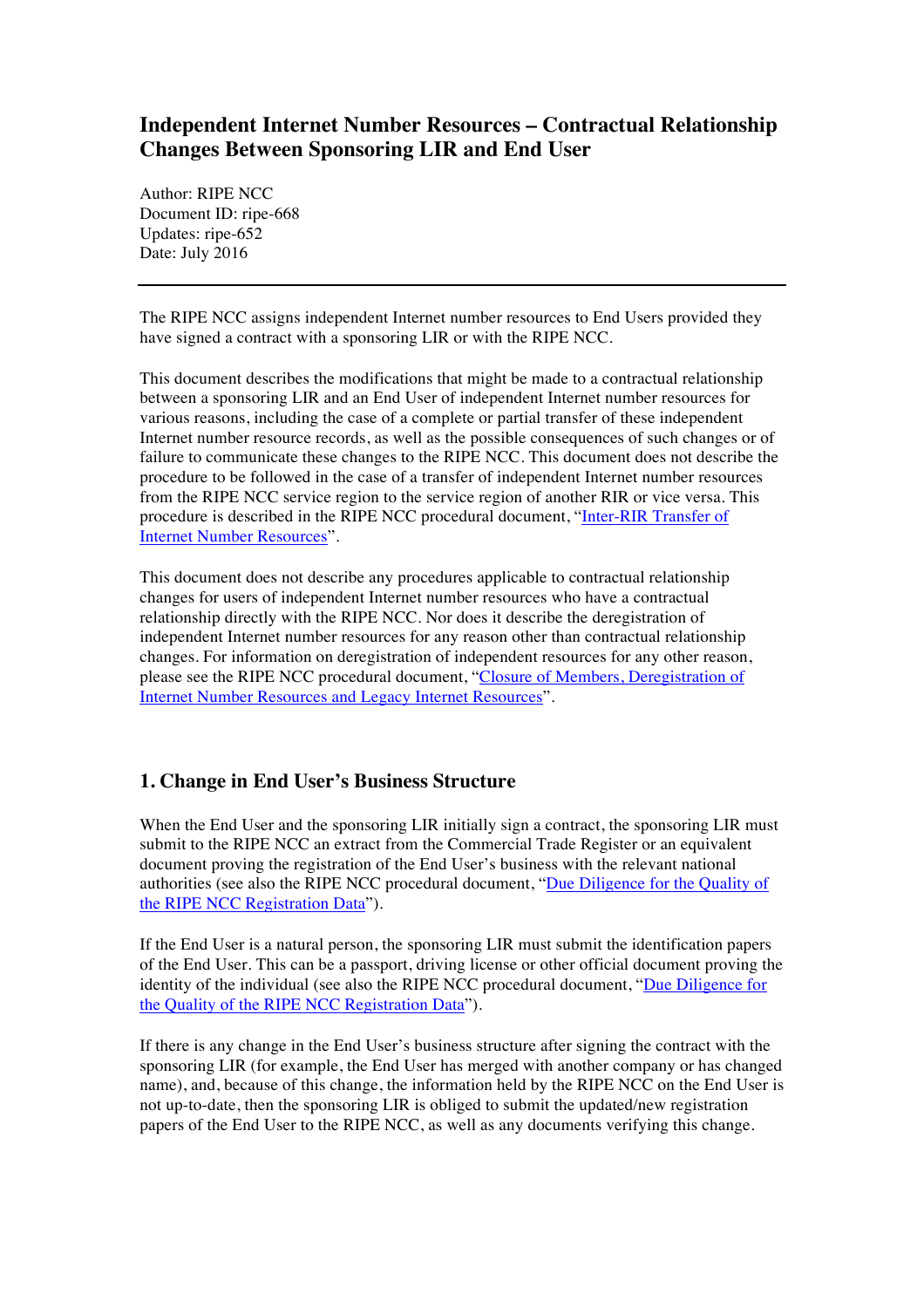# Independent Internet Number Resources – Contractual Relationship Changes Between Sponsoring LIR and End User

Author: RIPE NCC
Document ID: ripe-668
Updates: ripe-652
Date: July 2016

---

The RIPE NCC assigns independent Internet number resources to End Users provided they have signed a contract with a sponsoring LIR or with the RIPE NCC.

This document describes the modifications that might be made to a contractual relationship between a sponsoring LIR and an End User of independent Internet number resources for various reasons, including the case of a complete or partial transfer of these independent Internet number resource records, as well as the possible consequences of such changes or of failure to communicate these changes to the RIPE NCC. This document does not describe the procedure to be followed in the case of a transfer of independent Internet number resources from the RIPE NCC service region to the service region of another RIR or vice versa. This procedure is described in the RIPE NCC procedural document, "Inter-RIR Transfer of Internet Number Resources".

This document does not describe any procedures applicable to contractual relationship changes for users of independent Internet number resources who have a contractual relationship directly with the RIPE NCC. Nor does it describe the deregistration of independent Internet number resources for any reason other than contractual relationship changes. For information on deregistration of independent resources for any other reason, please see the RIPE NCC procedural document, "Closure of Members, Deregistration of Internet Number Resources and Legacy Internet Resources".

## 1. Change in End User's Business Structure

When the End User and the sponsoring LIR initially sign a contract, the sponsoring LIR must submit to the RIPE NCC an extract from the Commercial Trade Register or an equivalent document proving the registration of the End User's business with the relevant national authorities (see also the RIPE NCC procedural document, "Due Diligence for the Quality of the RIPE NCC Registration Data").

If the End User is a natural person, the sponsoring LIR must submit the identification papers of the End User. This can be a passport, driving license or other official document proving the identity of the individual (see also the RIPE NCC procedural document, "Due Diligence for the Quality of the RIPE NCC Registration Data").

If there is any change in the End User's business structure after signing the contract with the sponsoring LIR (for example, the End User has merged with another company or has changed name), and, because of this change, the information held by the RIPE NCC on the End User is not up-to-date, then the sponsoring LIR is obliged to submit the updated/new registration papers of the End User to the RIPE NCC, as well as any documents verifying this change.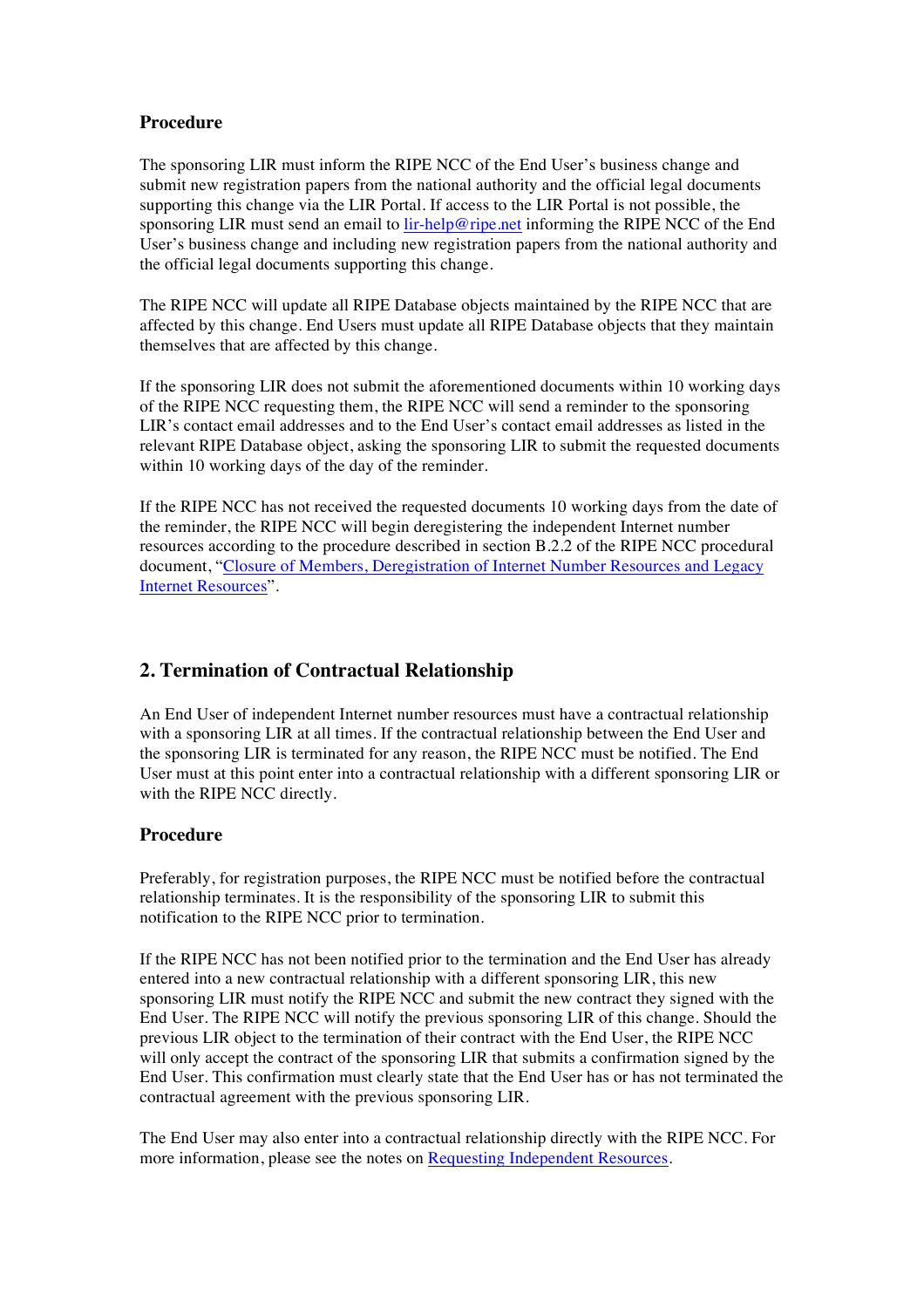### Procedure

The sponsoring LIR must inform the RIPE NCC of the End User's business change and submit new registration papers from the national authority and the official legal documents supporting this change via the LIR Portal. If access to the LIR Portal is not possible, the sponsoring LIR must send an email to [lir-help@ripe.net](mailto:lir-help@ripe.net) informing the RIPE NCC of the End User's business change and including new registration papers from the national authority and the official legal documents supporting this change.

The RIPE NCC will update all RIPE Database objects maintained by the RIPE NCC that are affected by this change. End Users must update all RIPE Database objects that they maintain themselves that are affected by this change.

If the sponsoring LIR does not submit the aforementioned documents within 10 working days of the RIPE NCC requesting them, the RIPE NCC will send a reminder to the sponsoring LIR's contact email addresses and to the End User's contact email addresses as listed in the relevant RIPE Database object, asking the sponsoring LIR to submit the requested documents within 10 working days of the day of the reminder.

If the RIPE NCC has not received the requested documents 10 working days from the date of the reminder, the RIPE NCC will begin deregistering the independent Internet number resources according to the procedure described in section B.2.2 of the RIPE NCC procedural document, "Closure of Members, Deregistration of Internet Number Resources and Legacy Internet Resources".

## 2. Termination of Contractual Relationship

An End User of independent Internet number resources must have a contractual relationship with a sponsoring LIR at all times. If the contractual relationship between the End User and the sponsoring LIR is terminated for any reason, the RIPE NCC must be notified. The End User must at this point enter into a contractual relationship with a different sponsoring LIR or with the RIPE NCC directly.

### Procedure

Preferably, for registration purposes, the RIPE NCC must be notified before the contractual relationship terminates. It is the responsibility of the sponsoring LIR to submit this notification to the RIPE NCC prior to termination.

If the RIPE NCC has not been notified prior to the termination and the End User has already entered into a new contractual relationship with a different sponsoring LIR, this new sponsoring LIR must notify the RIPE NCC and submit the new contract they signed with the End User. The RIPE NCC will notify the previous sponsoring LIR of this change. Should the previous LIR object to the termination of their contract with the End User, the RIPE NCC will only accept the contract of the sponsoring LIR that submits a confirmation signed by the End User. This confirmation must clearly state that the End User has or has not terminated the contractual agreement with the previous sponsoring LIR.

The End User may also enter into a contractual relationship directly with the RIPE NCC. For more information, please see the notes on Requesting Independent Resources.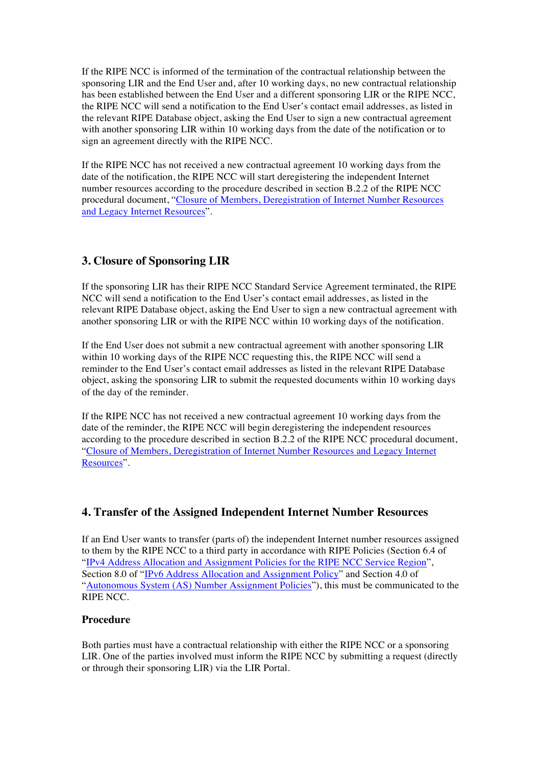If the RIPE NCC is informed of the termination of the contractual relationship between the sponsoring LIR and the End User and, after 10 working days, no new contractual relationship has been established between the End User and a different sponsoring LIR or the RIPE NCC, the RIPE NCC will send a notification to the End User's contact email addresses, as listed in the relevant RIPE Database object, asking the End User to sign a new contractual agreement with another sponsoring LIR within 10 working days from the date of the notification or to sign an agreement directly with the RIPE NCC.

If the RIPE NCC has not received a new contractual agreement 10 working days from the date of the notification, the RIPE NCC will start deregistering the independent Internet number resources according to the procedure described in section B.2.2 of the RIPE NCC procedural document, "Closure of Members, Deregistration of Internet Number Resources and Legacy Internet Resources".

## 3. Closure of Sponsoring LIR

If the sponsoring LIR has their RIPE NCC Standard Service Agreement terminated, the RIPE NCC will send a notification to the End User's contact email addresses, as listed in the relevant RIPE Database object, asking the End User to sign a new contractual agreement with another sponsoring LIR or with the RIPE NCC within 10 working days of the notification.

If the End User does not submit a new contractual agreement with another sponsoring LIR within 10 working days of the RIPE NCC requesting this, the RIPE NCC will send a reminder to the End User's contact email addresses as listed in the relevant RIPE Database object, asking the sponsoring LIR to submit the requested documents within 10 working days of the day of the reminder.

If the RIPE NCC has not received a new contractual agreement 10 working days from the date of the reminder, the RIPE NCC will begin deregistering the independent resources according to the procedure described in section B.2.2 of the RIPE NCC procedural document, "Closure of Members, Deregistration of Internet Number Resources and Legacy Internet Resources".

## 4. Transfer of the Assigned Independent Internet Number Resources

If an End User wants to transfer (parts of) the independent Internet number resources assigned to them by the RIPE NCC to a third party in accordance with RIPE Policies (Section 6.4 of "IPv4 Address Allocation and Assignment Policies for the RIPE NCC Service Region", Section 8.0 of "IPv6 Address Allocation and Assignment Policy" and Section 4.0 of "Autonomous System (AS) Number Assignment Policies"), this must be communicated to the RIPE NCC.

### Procedure

Both parties must have a contractual relationship with either the RIPE NCC or a sponsoring LIR. One of the parties involved must inform the RIPE NCC by submitting a request (directly or through their sponsoring LIR) via the LIR Portal.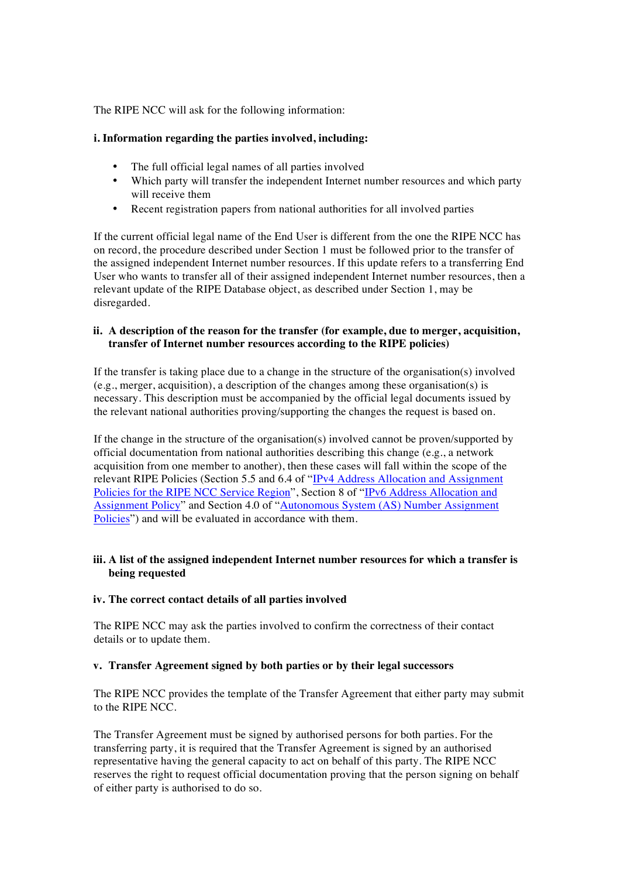The RIPE NCC will ask for the following information:

**i. Information regarding the parties involved, including:**

- The full official legal names of all parties involved
- Which party will transfer the independent Internet number resources and which party will receive them
- Recent registration papers from national authorities for all involved parties

If the current official legal name of the End User is different from the one the RIPE NCC has on record, the procedure described under Section 1 must be followed prior to the transfer of the assigned independent Internet number resources. If this update refers to a transferring End User who wants to transfer all of their assigned independent Internet number resources, then a relevant update of the RIPE Database object, as described under Section 1, may be disregarded.

**ii. A description of the reason for the transfer (for example, due to merger, acquisition, transfer of Internet number resources according to the RIPE policies)**

If the transfer is taking place due to a change in the structure of the organisation(s) involved (e.g., merger, acquisition), a description of the changes among these organisation(s) is necessary. This description must be accompanied by the official legal documents issued by the relevant national authorities proving/supporting the changes the request is based on.

If the change in the structure of the organisation(s) involved cannot be proven/supported by official documentation from national authorities describing this change (e.g., a network acquisition from one member to another), then these cases will fall within the scope of the relevant RIPE Policies (Section 5.5 and 6.4 of "IPv4 Address Allocation and Assignment Policies for the RIPE NCC Service Region", Section 8 of "IPv6 Address Allocation and Assignment Policy" and Section 4.0 of "Autonomous System (AS) Number Assignment Policies") and will be evaluated in accordance with them.

**iii. A list of the assigned independent Internet number resources for which a transfer is being requested**

**iv. The correct contact details of all parties involved**

The RIPE NCC may ask the parties involved to confirm the correctness of their contact details or to update them.

**v. Transfer Agreement signed by both parties or by their legal successors**

The RIPE NCC provides the template of the Transfer Agreement that either party may submit to the RIPE NCC.

The Transfer Agreement must be signed by authorised persons for both parties. For the transferring party, it is required that the Transfer Agreement is signed by an authorised representative having the general capacity to act on behalf of this party. The RIPE NCC reserves the right to request official documentation proving that the person signing on behalf of either party is authorised to do so.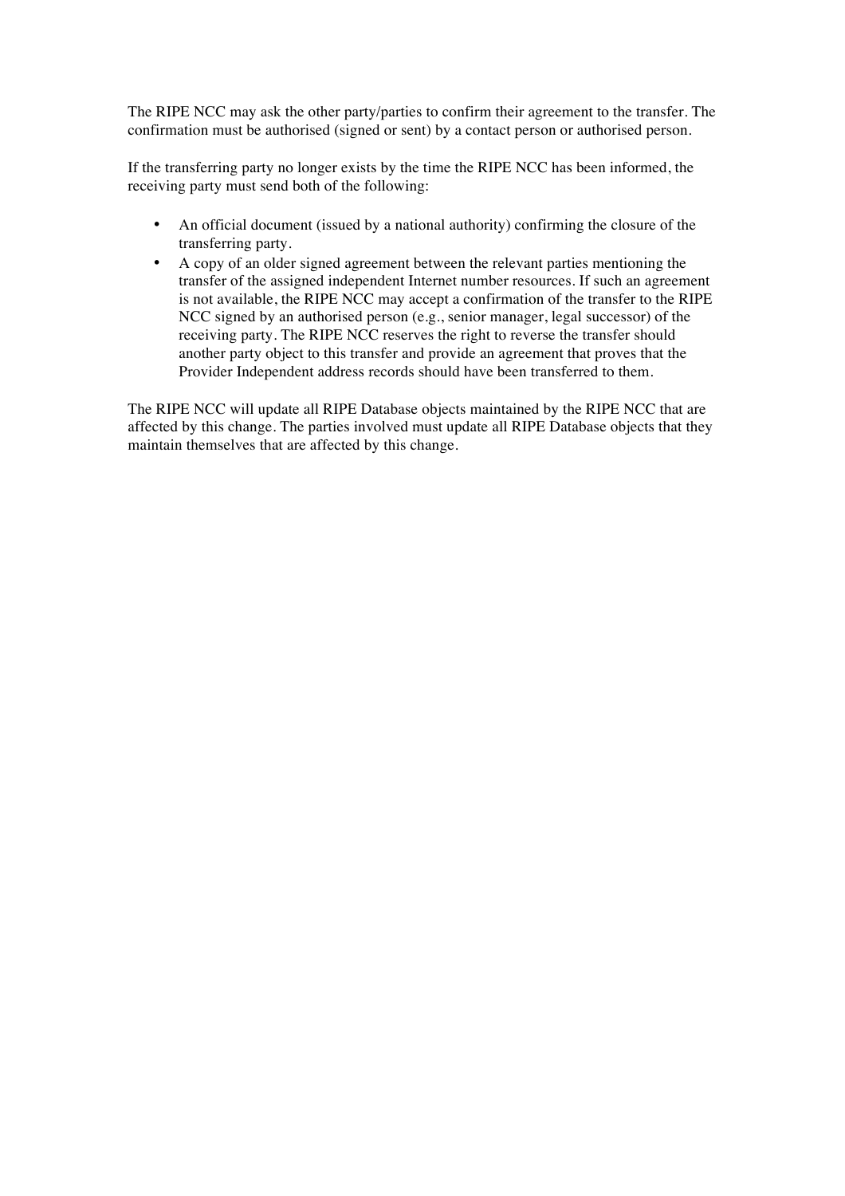The RIPE NCC may ask the other party/parties to confirm their agreement to the transfer. The confirmation must be authorised (signed or sent) by a contact person or authorised person.

If the transferring party no longer exists by the time the RIPE NCC has been informed, the receiving party must send both of the following:

- An official document (issued by a national authority) confirming the closure of the transferring party.
- A copy of an older signed agreement between the relevant parties mentioning the transfer of the assigned independent Internet number resources. If such an agreement is not available, the RIPE NCC may accept a confirmation of the transfer to the RIPE NCC signed by an authorised person (e.g., senior manager, legal successor) of the receiving party. The RIPE NCC reserves the right to reverse the transfer should another party object to this transfer and provide an agreement that proves that the Provider Independent address records should have been transferred to them.

The RIPE NCC will update all RIPE Database objects maintained by the RIPE NCC that are affected by this change. The parties involved must update all RIPE Database objects that they maintain themselves that are affected by this change.